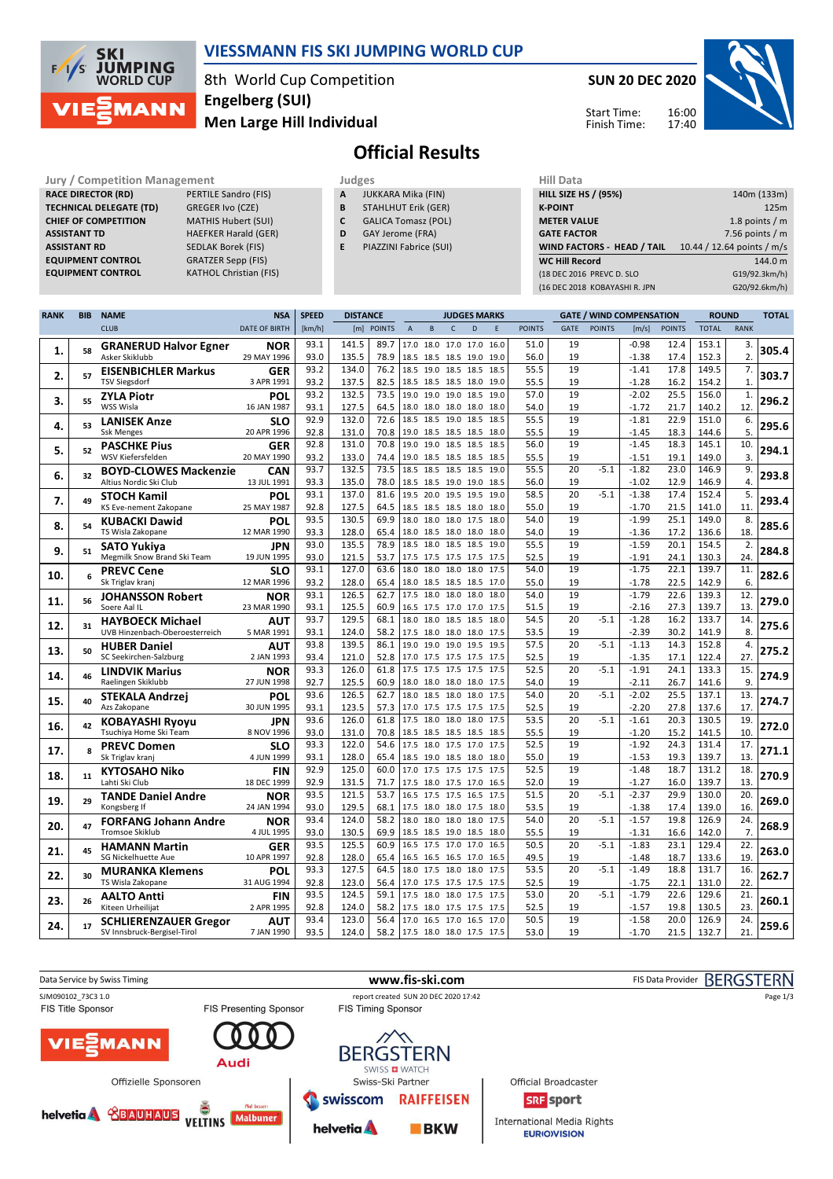# VIESSMANN FIS SKI JUMPING WORLD CUP

8th World Cup Competition
Engelberg (SUI)
Men Large Hill Individual

**SUN 20 DEC 2020**

Start Time: 16:00
Finish Time: 17:40

## Official Results

| Jury / Competition Management | |
|---|---|
| RACE DIRECTOR (RD) | PERTILE Sandro (FIS) |
| TECHNICAL DELEGATE (TD) | GREGER Ivo (CZE) |
| CHIEF OF COMPETITION | MATHIS Hubert (SUI) |
| ASSISTANT TD | HAEFKER Harald (GER) |
| ASSISTANT RD | SEDLAK Borek (FIS) |
| EQUIPMENT CONTROL | GRATZER Sepp (FIS) |
| EQUIPMENT CONTROL | KATHOL Christian (FIS) |

| Judges | |
|---|---|
| A | JUKKARA Mika (FIN) |
| B | STAHLHUT Erik (GER) |
| C | GALICA Tomasz (POL) |
| D | GAY Jerome (FRA) |
| E | PIAZZINI Fabrice (SUI) |

| Hill Data | |
|---|---|
| HILL SIZE HS / (95%) | 140m (133m) |
| K-POINT | 125m |
| METER VALUE | 1.8 points / m |
| GATE FACTOR | 7.56 points / m |
| WIND FACTORS - HEAD / TAIL | 10.44 / 12.64 points / m/s |
| WC Hill Record | 144.0 m |
| (18 DEC 2016 PREVC D. SLO | G19/92.3km/h) |
| (16 DEC 2018 KOBAYASHI R. JPN | G20/92.6km/h) |

| RANK | BIB | NAME / CLUB | NSA / DATE OF BIRTH | SPEED [km/h] | DISTANCE [m] | DISTANCE POINTS | A | B | C | D | E | JUDGES POINTS | GATE | GATE POINTS | WIND [m/s] | WIND POINTS | ROUND TOTAL | ROUND RANK | TOTAL |
|---|---|---|---|---|---|---|---|---|---|---|---|---|---|---|---|---|---|---|---|
| 1. | 58 | GRANERUD Halvor Egner | NOR | 93.1 | 141.5 | 89.7 | 17.0 | 18.0 | 17.0 | 17.0 | 16.0 | 51.0 | 19 | | -0.98 | 12.4 | 153.1 | 3. | 305.4 |
| | | Asker Skiklubb | 29 MAY 1996 | 93.0 | 135.5 | 78.9 | 18.5 | 18.5 | 18.5 | 19.0 | 19.0 | 56.0 | 19 | | -1.38 | 17.4 | 152.3 | 2. | |
| 2. | 57 | EISENBICHLER Markus | GER | 93.2 | 134.0 | 76.2 | 18.5 | 19.0 | 18.5 | 18.5 | 18.5 | 55.5 | 19 | | -1.41 | 17.8 | 149.5 | 7. | 303.7 |
| | | TSV Siegsdorf | 3 APR 1991 | 93.2 | 137.5 | 82.5 | 18.5 | 18.5 | 18.5 | 18.0 | 19.0 | 55.5 | 19 | | -1.28 | 16.2 | 154.2 | 1. | |
| 3. | 55 | ZYLA Piotr | POL | 93.2 | 132.5 | 73.5 | 19.0 | 19.0 | 19.0 | 18.5 | 19.0 | 57.0 | 19 | | -2.02 | 25.5 | 156.0 | 1. | 296.2 |
| | | WSS Wisla | 16 JAN 1987 | 93.1 | 127.5 | 64.5 | 18.0 | 18.0 | 18.0 | 18.0 | 18.0 | 54.0 | 19 | | -1.72 | 21.7 | 140.2 | 12. | |
| 4. | 53 | LANISEK Anze | SLO | 92.9 | 132.0 | 72.6 | 18.5 | 18.5 | 19.0 | 18.5 | 18.5 | 55.5 | 19 | | -1.81 | 22.9 | 151.0 | 6. | 295.6 |
| | | Ssk Menges | 20 APR 1996 | 92.8 | 131.0 | 70.8 | 19.0 | 18.5 | 18.5 | 18.5 | 18.0 | 55.5 | 19 | | -1.45 | 18.3 | 144.6 | 5. | |
| 5. | 52 | PASCHKE Pius | GER | 92.8 | 131.0 | 70.8 | 19.0 | 19.0 | 18.5 | 18.5 | 18.5 | 56.0 | 19 | | -1.45 | 18.3 | 145.1 | 10. | 294.1 |
| | | WSV Kiefersfelden | 20 MAY 1990 | 93.2 | 133.0 | 74.4 | 19.0 | 18.5 | 18.5 | 18.5 | 18.5 | 55.5 | 19 | | -1.51 | 19.1 | 149.0 | 3. | |
| 6. | 32 | BOYD-CLOWES Mackenzie | CAN | 93.7 | 132.5 | 73.5 | 18.5 | 18.5 | 18.5 | 18.5 | 19.0 | 55.5 | 20 | -5.1 | -1.82 | 23.0 | 146.9 | 9. | 293.8 |
| | | Altius Nordic Ski Club | 13 JUL 1991 | 93.3 | 135.0 | 78.0 | 18.5 | 18.5 | 19.0 | 19.0 | 18.5 | 56.0 | 19 | | -1.02 | 12.9 | 146.9 | 4. | |
| 7. | 49 | STOCH Kamil | POL | 93.1 | 137.0 | 81.6 | 19.5 | 20.0 | 19.5 | 19.5 | 19.0 | 58.5 | 20 | -5.1 | -1.38 | 17.4 | 152.4 | 5. | 293.4 |
| | | KS Eve-nement Zakopane | 25 MAY 1987 | 92.8 | 127.5 | 64.5 | 18.5 | 18.5 | 18.5 | 18.0 | 18.0 | 55.0 | 19 | | -1.70 | 21.5 | 141.0 | 11. | |
| 8. | 54 | KUBACKI Dawid | POL | 93.5 | 130.5 | 69.9 | 18.0 | 18.0 | 18.0 | 17.5 | 18.0 | 54.0 | 19 | | -1.99 | 25.1 | 149.0 | 8. | 285.6 |
| | | TS Wisla Zakopane | 12 MAR 1990 | 93.3 | 128.0 | 65.4 | 18.0 | 18.0 | 18.0 | 18.0 | 18.0 | 54.0 | 19 | | -1.36 | 17.2 | 136.6 | 18. | |
| 9. | 51 | SATO Yukiya | JPN | 93.0 | 135.5 | 78.9 | 18.5 | 18.0 | 18.5 | 18.5 | 19.0 | 55.5 | 19 | | -1.59 | 20.1 | 154.5 | 2. | 284.8 |
| | | Megmilk Snow Brand Ski Team | 19 JUN 1995 | 93.0 | 121.5 | 53.7 | 17.5 | 17.5 | 17.5 | 17.5 | 17.5 | 52.5 | 19 | | -1.91 | 24.1 | 130.3 | 24. | |
| 10. | 6 | PREVC Cene | SLO | 93.1 | 127.0 | 63.6 | 18.0 | 18.0 | 18.0 | 18.0 | 17.5 | 54.0 | 19 | | -1.75 | 22.1 | 139.7 | 11. | 282.6 |
| | | Sk Triglav kranj | 12 MAR 1996 | 93.2 | 128.0 | 65.4 | 18.0 | 18.5 | 18.5 | 18.5 | 17.0 | 55.0 | 19 | | -1.78 | 22.5 | 142.9 | 6. | |
| 11. | 56 | JOHANSSON Robert | NOR | 93.1 | 126.5 | 62.7 | 17.5 | 18.0 | 18.0 | 18.0 | 18.0 | 54.0 | 19 | | -1.79 | 22.6 | 139.3 | 12. | 279.0 |
| | | Soere Aal IL | 23 MAR 1990 | 93.1 | 125.5 | 60.9 | 16.5 | 17.5 | 17.0 | 17.0 | 17.5 | 51.5 | 19 | | -2.16 | 27.3 | 139.7 | 13. | |
| 12. | 31 | HAYBOECK Michael | AUT | 93.7 | 129.5 | 68.1 | 18.0 | 18.0 | 18.5 | 18.5 | 18.0 | 54.5 | 20 | -5.1 | -1.28 | 16.2 | 133.7 | 14. | 275.6 |
| | | UVB Hinzenbach-Oberoesterreich | 5 MAR 1991 | 93.1 | 124.0 | 58.2 | 17.5 | 18.0 | 18.0 | 18.0 | 17.5 | 53.5 | 19 | | -2.39 | 30.2 | 141.9 | 8. | |
| 13. | 50 | HUBER Daniel | AUT | 93.8 | 139.5 | 86.1 | 19.0 | 19.0 | 19.0 | 19.5 | 19.5 | 57.5 | 20 | -5.1 | -1.13 | 14.3 | 152.8 | 4. | 275.2 |
| | | SC Seekirchen-Salzburg | 2 JAN 1993 | 93.4 | 121.0 | 52.8 | 17.0 | 17.5 | 17.5 | 17.5 | 17.5 | 52.5 | 19 | | -1.35 | 17.1 | 122.4 | 27. | |
| 14. | 46 | LINDVIK Marius | NOR | 93.3 | 126.0 | 61.8 | 17.5 | 17.5 | 17.5 | 17.5 | 17.5 | 52.5 | 20 | -5.1 | -1.91 | 24.1 | 133.3 | 15. | 274.9 |
| | | Raelingen Skiklubb | 27 JUN 1998 | 92.7 | 125.5 | 60.9 | 18.0 | 18.0 | 18.0 | 18.0 | 17.5 | 54.0 | 19 | | -2.11 | 26.7 | 141.6 | 9. | |
| 15. | 40 | STEKALA Andrzej | POL | 93.6 | 126.5 | 62.7 | 18.0 | 18.5 | 18.0 | 18.0 | 17.5 | 54.0 | 20 | -5.1 | -2.02 | 25.5 | 137.1 | 13. | 274.7 |
| | | Azs Zakopane | 30 JUN 1995 | 93.1 | 123.5 | 57.3 | 17.0 | 17.5 | 17.5 | 17.5 | 17.5 | 52.5 | 19 | | -2.20 | 27.8 | 137.6 | 17. | |
| 16. | 42 | KOBAYASHI Ryoyu | JPN | 93.6 | 126.0 | 61.8 | 17.5 | 18.0 | 18.0 | 18.0 | 17.5 | 53.5 | 20 | -5.1 | -1.61 | 20.3 | 130.5 | 19. | 272.0 |
| | | Tsuchiya Home Ski Team | 8 NOV 1996 | 93.0 | 131.0 | 70.8 | 18.5 | 18.5 | 18.5 | 18.5 | 18.5 | 55.5 | 19 | | -1.20 | 15.2 | 141.5 | 10. | |
| 17. | 8 | PREVC Domen | SLO | 93.3 | 122.0 | 54.6 | 17.5 | 18.0 | 17.5 | 17.0 | 17.5 | 52.5 | 19 | | -1.92 | 24.3 | 131.4 | 17. | 271.1 |
| | | Sk Triglav kranj | 4 JUN 1999 | 93.1 | 128.0 | 65.4 | 18.5 | 19.0 | 18.5 | 18.0 | 18.0 | 55.0 | 19 | | -1.53 | 19.3 | 139.7 | 13. | |
| 18. | 11 | KYTOSAHO Niko | FIN | 92.9 | 125.0 | 60.0 | 17.0 | 17.5 | 17.5 | 17.5 | 17.5 | 52.5 | 19 | | -1.48 | 18.7 | 131.2 | 18. | 270.9 |
| | | Lahti Ski Club | 18 DEC 1999 | 92.9 | 131.5 | 71.7 | 17.5 | 18.0 | 17.5 | 17.0 | 16.5 | 52.0 | 19 | | -1.27 | 16.0 | 139.7 | 13. | |
| 19. | 29 | TANDE Daniel Andre | NOR | 93.5 | 121.5 | 53.7 | 16.5 | 17.5 | 17.5 | 16.5 | 17.5 | 51.5 | 20 | -5.1 | -2.37 | 29.9 | 130.0 | 20. | 269.0 |
| | | Kongsberg If | 24 JAN 1994 | 93.0 | 129.5 | 68.1 | 17.5 | 18.0 | 18.0 | 17.5 | 18.0 | 53.5 | 19 | | -1.38 | 17.4 | 139.0 | 16. | |
| 20. | 47 | FORFANG Johann Andre | NOR | 93.4 | 124.0 | 58.2 | 18.0 | 18.0 | 18.0 | 18.0 | 17.5 | 54.0 | 20 | -5.1 | -1.57 | 19.8 | 126.9 | 24. | 268.9 |
| | | Tromsoe Skiklub | 4 JUL 1995 | 93.0 | 130.5 | 69.9 | 18.5 | 18.5 | 19.0 | 18.5 | 18.0 | 55.5 | 19 | | -1.31 | 16.6 | 142.0 | 7. | |
| 21. | 45 | HAMANN Martin | GER | 93.5 | 125.5 | 60.9 | 16.5 | 17.5 | 17.0 | 17.0 | 16.5 | 50.5 | 20 | -5.1 | -1.83 | 23.1 | 129.4 | 22. | 263.0 |
| | | SG Nickelhuette Aue | 10 APR 1997 | 92.8 | 128.0 | 65.4 | 16.5 | 16.5 | 16.5 | 17.0 | 16.5 | 49.5 | 19 | | -1.48 | 18.7 | 133.6 | 19. | |
| 22. | 30 | MURANKA Klemens | POL | 93.3 | 127.5 | 64.5 | 18.0 | 17.5 | 18.0 | 18.0 | 17.5 | 53.5 | 20 | -5.1 | -1.49 | 18.8 | 131.7 | 16. | 262.7 |
| | | TS Wisla Zakopane | 31 AUG 1994 | 92.8 | 123.0 | 56.4 | 17.0 | 17.5 | 17.5 | 17.5 | 17.5 | 52.5 | 19 | | -1.75 | 22.1 | 131.0 | 22. | |
| 23. | 26 | AALTO Antti | FIN | 93.5 | 124.5 | 59.1 | 17.5 | 18.0 | 18.0 | 17.5 | 17.5 | 53.0 | 20 | -5.1 | -1.79 | 22.6 | 129.6 | 21. | 260.1 |
| | | Kiteen Urheilijat | 2 APR 1995 | 92.8 | 124.0 | 58.2 | 17.5 | 18.0 | 17.5 | 17.5 | 17.5 | 52.5 | 19 | | -1.57 | 19.8 | 130.5 | 23. | |
| 24. | 17 | SCHLIERENZAUER Gregor | AUT | 93.4 | 123.0 | 56.4 | 17.0 | 16.5 | 17.0 | 16.5 | 17.0 | 50.5 | 19 | | -1.58 | 20.0 | 126.9 | 24. | 259.6 |
| | | SV Innsbruck-Bergisel-Tirol | 7 JAN 1990 | 93.5 | 124.0 | 58.2 | 17.5 | 18.0 | 18.0 | 17.5 | 17.5 | 53.0 | 19 | | -1.70 | 21.5 | 132.7 | 21. | |

Data Service by Swiss Timing — www.fis-ski.com — FIS Data Provider BERGSTERN

SJM090102_73C3 1.0 — report created SUN 20 DEC 2020 17:42

FIS Title Sponsor: VIESSMANN — FIS Presenting Sponsor: Audi — FIS Timing Sponsor: BERGSTERN SWISS WATCH

Offizielle Sponsoren: helvetia, BAUHAUS, VELTINS, Malbuner

Swiss-Ski Partner: swisscom, RAIFFEISEN, helvetia, BKW

Official Broadcaster: SRF sport

International Media Rights: EUROVISION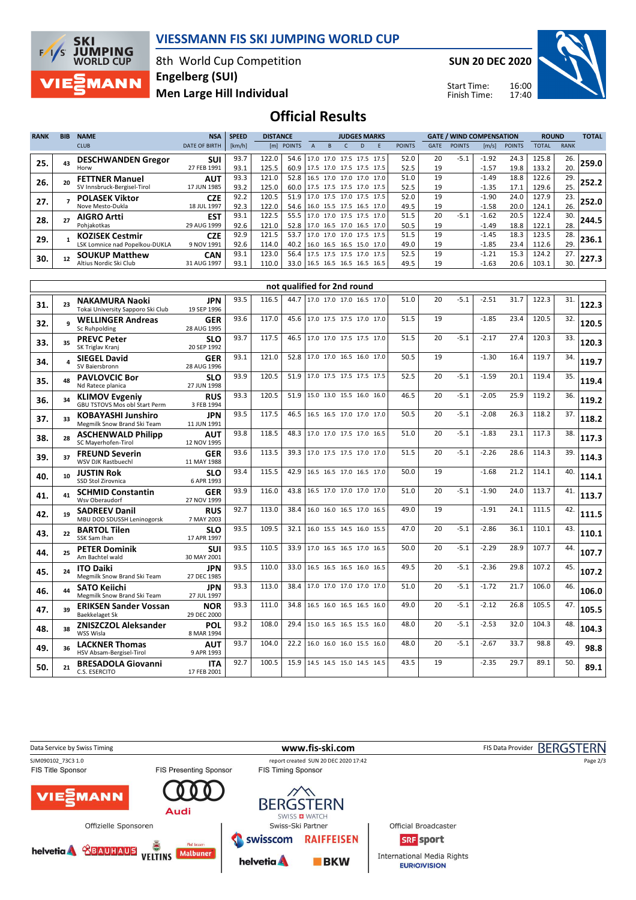# VIESSMANN FIS SKI JUMPING WORLD CUP

8th World Cup Competition
Engelberg (SUI)
Men Large Hill Individual

SUN 20 DEC 2020

Start Time: 16:00
Finish Time: 17:40

## Official Results

| RANK | BIB | NAME / CLUB | NSA / DATE OF BIRTH | SPEED [km/h] | DISTANCE [m] | DISTANCE POINTS | A | B | C | D | E | JUDGES POINTS | GATE | GATE POINTS | WIND [m/s] | WIND POINTS | ROUND TOTAL | ROUND RANK | TOTAL |
|---|---|---|---|---|---|---|---|---|---|---|---|---|---|---|---|---|---|---|---|
| 25. | 43 | **DESCHWANDEN Gregor** | SUI | 93.7 | 122.0 | 54.6 | 17.0 | 17.0 | 17.5 | 17.5 | 17.5 | 52.0 | 20 | -5.1 | -1.92 | 24.3 | 125.8 | 26. | 259.0 |
| | | Horw | 27 FEB 1991 | 93.1 | 125.5 | 60.9 | 17.5 | 17.5 | 17.5 | 17.5 | 17.5 | 52.5 | 19 | | -1.57 | 19.8 | 133.2 | 20. | |
| 26. | 20 | **FETTNER Manuel** | AUT | 93.3 | 121.0 | 52.8 | 16.5 | 17.0 | 17.0 | 17.0 | 17.0 | 51.0 | 19 | | -1.49 | 18.8 | 122.6 | 29. | 252.2 |
| | | SV Innsbruck-Bergisel-Tirol | 17 JUN 1985 | 93.2 | 125.0 | 60.0 | 17.5 | 17.5 | 17.5 | 17.0 | 17.5 | 52.5 | 19 | | -1.35 | 17.1 | 129.6 | 25. | |
| 27. | 7 | **POLASEK Viktor** | CZE | 92.2 | 120.5 | 51.9 | 17.0 | 17.5 | 17.0 | 17.5 | 17.5 | 52.0 | 19 | | -1.90 | 24.0 | 127.9 | 23. | 252.0 |
| | | Nove Mesto-Dukla | 18 JUL 1997 | 92.3 | 122.0 | 54.6 | 16.0 | 15.5 | 17.5 | 16.5 | 17.0 | 49.5 | 19 | | -1.58 | 20.0 | 124.1 | 26. | |
| 28. | 27 | **AIGRO Artti** | EST | 93.1 | 122.5 | 55.5 | 17.0 | 17.0 | 17.5 | 17.5 | 17.0 | 51.5 | 20 | -5.1 | -1.62 | 20.5 | 122.4 | 30. | 244.5 |
| | | Pohjakotkas | 29 AUG 1999 | 92.6 | 121.0 | 52.8 | 17.0 | 16.5 | 17.0 | 16.5 | 17.0 | 50.5 | 19 | | -1.49 | 18.8 | 122.1 | 28. | |
| 29. | 1 | **KOZISEK Cestmir** | CZE | 92.9 | 121.5 | 53.7 | 17.0 | 17.0 | 17.0 | 17.5 | 17.5 | 51.5 | 19 | | -1.45 | 18.3 | 123.5 | 28. | 236.1 |
| | | LSK Lomnice nad Popelkou-DUKLA | 9 NOV 1991 | 92.6 | 114.0 | 40.2 | 16.0 | 16.5 | 16.5 | 15.0 | 17.0 | 49.0 | 19 | | -1.85 | 23.4 | 112.6 | 29. | |
| 30. | 12 | **SOUKUP Matthew** | CAN | 93.1 | 123.0 | 56.4 | 17.5 | 17.5 | 17.5 | 17.0 | 17.5 | 52.5 | 19 | | -1.21 | 15.3 | 124.2 | 27. | 227.3 |
| | | Altius Nordic Ski Club | 31 AUG 1997 | 93.1 | 110.0 | 33.0 | 16.5 | 16.5 | 16.5 | 16.5 | 16.5 | 49.5 | 19 | | -1.63 | 20.6 | 103.1 | 30. | |

### not qualified for 2nd round

| RANK | BIB | NAME / CLUB | NSA / DATE OF BIRTH | SPEED [km/h] | DISTANCE [m] | DISTANCE POINTS | A | B | C | D | E | JUDGES POINTS | GATE | GATE POINTS | WIND [m/s] | WIND POINTS | ROUND TOTAL | ROUND RANK | TOTAL |
|---|---|---|---|---|---|---|---|---|---|---|---|---|---|---|---|---|---|---|---|
| 31. | 23 | **NAKAMURA Naoki** / Tokai University Sapporo Ski Club | JPN / 19 SEP 1996 | 93.5 | 116.5 | 44.7 | 17.0 | 17.0 | 17.0 | 16.5 | 17.0 | 51.0 | 20 | -5.1 | -2.51 | 31.7 | 122.3 | 31. | 122.3 |
| 32. | 9 | **WELLINGER Andreas** / Sc Ruhpolding | GER / 28 AUG 1995 | 93.6 | 117.0 | 45.6 | 17.0 | 17.5 | 17.5 | 17.0 | 17.0 | 51.5 | 19 | | -1.85 | 23.4 | 120.5 | 32. | 120.5 |
| 33. | 35 | **PREVC Peter** / SK Triglav Kranj | SLO / 20 SEP 1992 | 93.7 | 117.5 | 46.5 | 17.0 | 17.0 | 17.5 | 17.5 | 17.0 | 51.5 | 20 | -5.1 | -2.17 | 27.4 | 120.3 | 33. | 120.3 |
| 34. | 4 | **SIEGEL David** / SV Baiersbronn | GER / 28 AUG 1996 | 93.1 | 121.0 | 52.8 | 17.0 | 17.0 | 16.5 | 16.0 | 17.0 | 50.5 | 19 | | -1.30 | 16.4 | 119.7 | 34. | 119.7 |
| 35. | 48 | **PAVLOVCIC Bor** / Nd Ratece planica | SLO / 27 JUN 1998 | 93.9 | 120.5 | 51.9 | 17.0 | 17.5 | 17.5 | 17.5 | 17.5 | 52.5 | 20 | -5.1 | -1.59 | 20.1 | 119.4 | 35. | 119.4 |
| 36. | 34 | **KLIMOV Evgeniy** / GBU TSTOVS Mos obl Start Perm | RUS / 3 FEB 1994 | 93.3 | 120.5 | 51.9 | 15.0 | 13.0 | 15.5 | 16.0 | 16.0 | 46.5 | 20 | -5.1 | -2.05 | 25.9 | 119.2 | 36. | 119.2 |
| 37. | 33 | **KOBAYASHI Junshiro** / Megmilk Snow Brand Ski Team | JPN / 11 JUN 1991 | 93.5 | 117.5 | 46.5 | 16.5 | 16.5 | 17.0 | 17.0 | 17.0 | 50.5 | 20 | -5.1 | -2.08 | 26.3 | 118.2 | 37. | 118.2 |
| 38. | 28 | **ASCHENWALD Philipp** / SC Mayerhofen-Tirol | AUT / 12 NOV 1995 | 93.8 | 118.5 | 48.3 | 17.0 | 17.0 | 17.5 | 17.0 | 16.5 | 51.0 | 20 | -5.1 | -1.83 | 23.1 | 117.3 | 38. | 117.3 |
| 39. | 37 | **FREUND Severin** / WSV DJK Rastbuechl | GER / 11 MAY 1988 | 93.6 | 113.5 | 39.3 | 17.0 | 17.5 | 17.5 | 17.0 | 17.0 | 51.5 | 20 | -5.1 | -2.26 | 28.6 | 114.3 | 39. | 114.3 |
| 40. | 10 | **JUSTIN Rok** / SSD Stol Zirovnica | SLO / 6 APR 1993 | 93.4 | 115.5 | 42.9 | 16.5 | 16.5 | 17.0 | 16.5 | 17.0 | 50.0 | 19 | | -1.68 | 21.2 | 114.1 | 40. | 114.1 |
| 41. | 41 | **SCHMID Constantin** / Wsv Oberaudorf | GER / 27 NOV 1999 | 93.9 | 116.0 | 43.8 | 16.5 | 17.0 | 17.0 | 17.0 | 17.0 | 51.0 | 20 | -5.1 | -1.90 | 24.0 | 113.7 | 41. | 113.7 |
| 42. | 19 | **SADREEV Danil** / MBU DOD SDUSSH Leninogorsk | RUS / 7 MAY 2003 | 92.7 | 113.0 | 38.4 | 16.0 | 16.0 | 16.5 | 17.0 | 16.5 | 49.0 | 19 | | -1.91 | 24.1 | 111.5 | 42. | 111.5 |
| 43. | 22 | **BARTOL Tilen** / SSK Sam Ihan | SLO / 17 APR 1997 | 93.5 | 109.5 | 32.1 | 16.0 | 15.5 | 14.5 | 16.0 | 15.5 | 47.0 | 20 | -5.1 | -2.86 | 36.1 | 110.1 | 43. | 110.1 |
| 44. | 25 | **PETER Dominik** / Am Bachtel wald | SUI / 30 MAY 2001 | 93.5 | 110.5 | 33.9 | 17.0 | 16.5 | 16.5 | 17.0 | 16.5 | 50.0 | 20 | -5.1 | -2.29 | 28.9 | 107.7 | 44. | 107.7 |
| 45. | 24 | **ITO Daiki** / Megmilk Snow Brand Ski Team | JPN / 27 DEC 1985 | 93.5 | 110.0 | 33.0 | 16.5 | 16.5 | 16.5 | 16.0 | 16.5 | 49.5 | 20 | -5.1 | -2.36 | 29.8 | 107.2 | 45. | 107.2 |
| 46. | 44 | **SATO Keiichi** / Megmilk Snow Brand Ski Team | JPN / 27 JUL 1997 | 93.3 | 113.0 | 38.4 | 17.0 | 17.0 | 17.0 | 17.0 | 17.0 | 51.0 | 20 | -5.1 | -1.72 | 21.7 | 106.0 | 46. | 106.0 |
| 47. | 39 | **ERIKSEN Sander Vossan** / Baekkelaget Sk | NOR / 29 DEC 2000 | 93.3 | 111.0 | 34.8 | 16.5 | 16.0 | 16.5 | 16.5 | 16.0 | 49.0 | 20 | -5.1 | -2.12 | 26.8 | 105.5 | 47. | 105.5 |
| 48. | 38 | **ZNISZCZOL Aleksander** / WSS Wisla | POL / 8 MAR 1994 | 93.2 | 108.0 | 29.4 | 15.0 | 16.5 | 16.5 | 15.5 | 16.0 | 48.0 | 20 | -5.1 | -2.53 | 32.0 | 104.3 | 48. | 104.3 |
| 49. | 36 | **LACKNER Thomas** / HSV Absam-Bergisel-Tirol | AUT / 9 APR 1993 | 93.7 | 104.0 | 22.2 | 16.0 | 16.0 | 16.0 | 15.5 | 16.0 | 48.0 | 20 | -5.1 | -2.67 | 33.7 | 98.8 | 49. | 98.8 |
| 50. | 21 | **BRESADOLA Giovanni** / C.S. ESERCITO | ITA / 17 FEB 2001 | 92.7 | 100.5 | 15.9 | 14.5 | 14.5 | 15.0 | 14.5 | 14.5 | 43.5 | 19 | | -2.35 | 29.7 | 89.1 | 50. | 89.1 |

Data Service by Swiss Timing — www.fis-ski.com — FIS Data Provider BERGSTERN

SJM090102_73C3 1.0 — report created SUN 20 DEC 2020 17:42

FIS Title Sponsor: VIESSMANN — FIS Presenting Sponsor: Audi — FIS Timing Sponsor: BERGSTERN Swiss Watch

Offizielle Sponsoren: helvetia, BAUHAUS, VELTINS, Malbuner — Swiss-Ski Partner: swisscom, RAIFFEISEN, helvetia, BKW — Official Broadcaster: SRF sport — International Media Rights: EUROVISION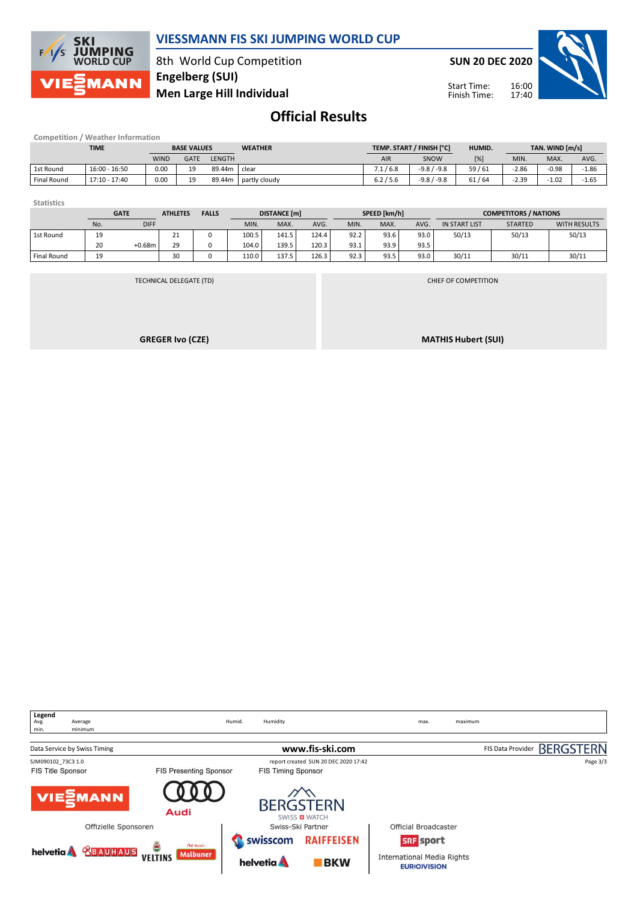# VIESSMANN FIS SKI JUMPING WORLD CUP

8th World Cup Competition

Engelberg (SUI)

**Men Large Hill Individual**

**SUN 20 DEC 2020**

Start Time: 16:00
Finish Time: 17:40

## Official Results

### Competition / Weather Information

| | TIME | BASE VALUES | | | WEATHER | TEMP. START / FINISH [°C] | | HUMID. | TAN. WIND [m/s] | | |
|---|---|---|---|---|---|---|---|---|---|---|---|
| | | WIND | GATE | LENGTH | | AIR | SNOW | [%] | MIN. | MAX. | AVG. |
| 1st Round | 16:00 - 16:50 | 0.00 | 19 | 89.44m | clear | 7.1 / 6.8 | -9.8 / -9.8 | 59 / 61 | -2.86 | -0.98 | -1.86 |
| Final Round | 17:10 - 17:40 | 0.00 | 19 | 89.44m | partly cloudy | 6.2 / 5.6 | -9.8 / -9.8 | 61 / 64 | -2.39 | -1.02 | -1.65 |

### Statistics

| | GATE | | ATHLETES | FALLS | DISTANCE [m] | | | SPEED [km/h] | | | COMPETITORS / NATIONS | | |
|---|---|---|---|---|---|---|---|---|---|---|---|---|---|
| | No. | DIFF | | | MIN. | MAX. | AVG. | MIN. | MAX. | AVG. | IN START LIST | STARTED | WITH RESULTS |
| 1st Round | 19 | | 21 | 0 | 100.5 | 141.5 | 124.4 | 92.2 | 93.6 | 93.0 | 50/13 | 50/13 | 50/13 |
| | 20 | +0.68m | 29 | 0 | 104.0 | 139.5 | 120.3 | 93.1 | 93.9 | 93.5 | | | |
| Final Round | 19 | | 30 | 0 | 110.0 | 137.5 | 126.3 | 92.3 | 93.5 | 93.0 | 30/11 | 30/11 | 30/11 |

TECHNICAL DELEGATE (TD)

**GREGER Ivo (CZE)**

CHIEF OF COMPETITION

**MATHIS Hubert (SUI)**

**Legend**
Avg. Average
min. minimum
Humid. Humidity
max. maximum

Data Service by Swiss Timing — www.fis-ski.com — FIS Data Provider BERGSTERN

SJM090102_73C3 1.0 — report created SUN 20 DEC 2020 17:42

FIS Title Sponsor: VIESSMANN
FIS Presenting Sponsor: Audi
FIS Timing Sponsor: BERGSTERN SWISS WATCH
Offizielle Sponsoren: helvetia, BAUHAUS, VELTINS, Malbuner
Swiss-Ski Partner: swisscom, RAIFFEISEN, helvetia, BKW
Official Broadcaster: SRF sport
International Media Rights: EUROVISION